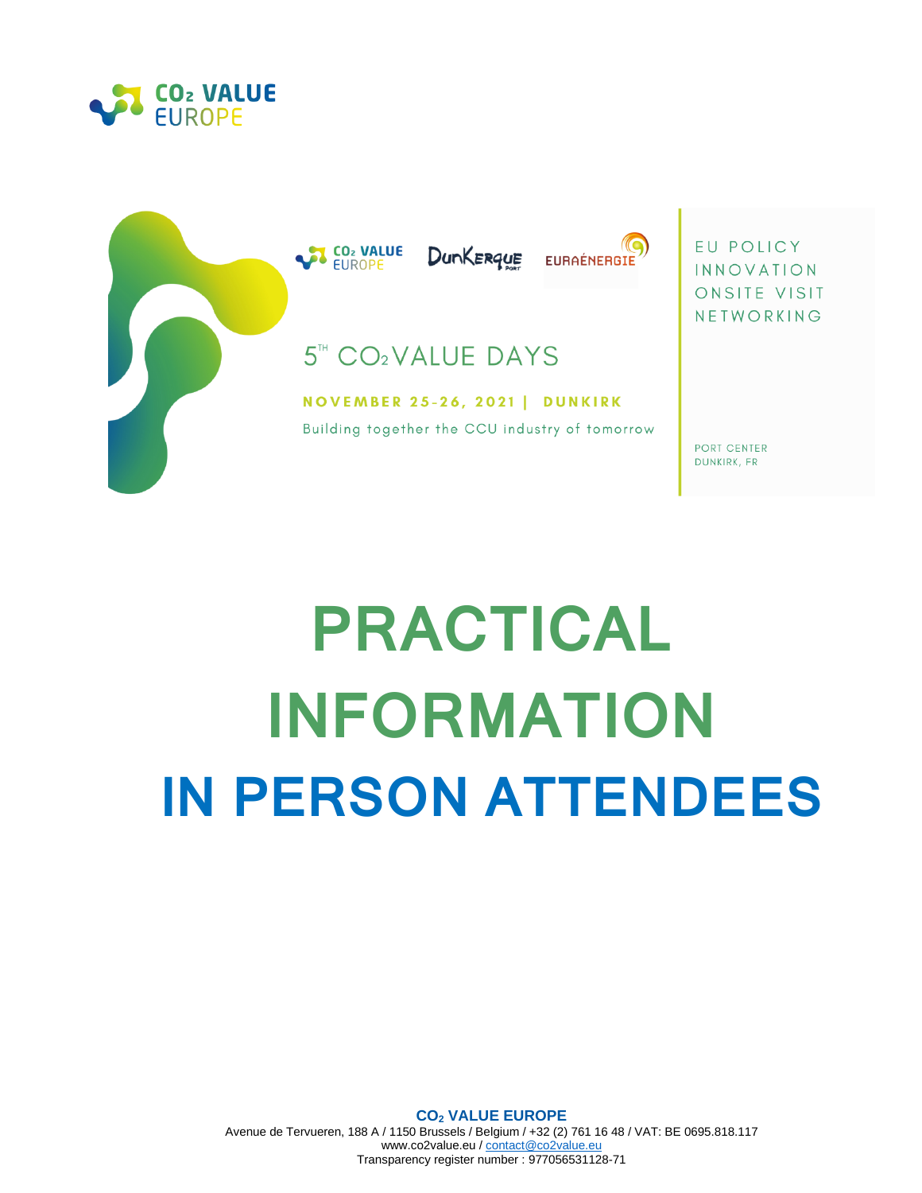CO₂ VALUE EUROPE

5[TH] $CO_2$VALUE DAYS

NOVEMBER 25-26, 2021 | DUNKIRK

Building together the CCU industry of tomorrow

EU POLICY
INNOVATION
ONSITE VISIT
NETWORKING

PORT CENTER
DUNKIRK, FR

# PRACTICAL INFORMATION

# IN PERSON ATTENDEES

**$CO_2$ VALUE EUROPE**
Avenue de Tervueren, 188 A / 1150 Brussels / Belgium / +32 (2) 761 16 48 / VAT: BE 0695.818.117
www.co2value.eu / contact@co2value.eu
Transparency register number : 977056531128-71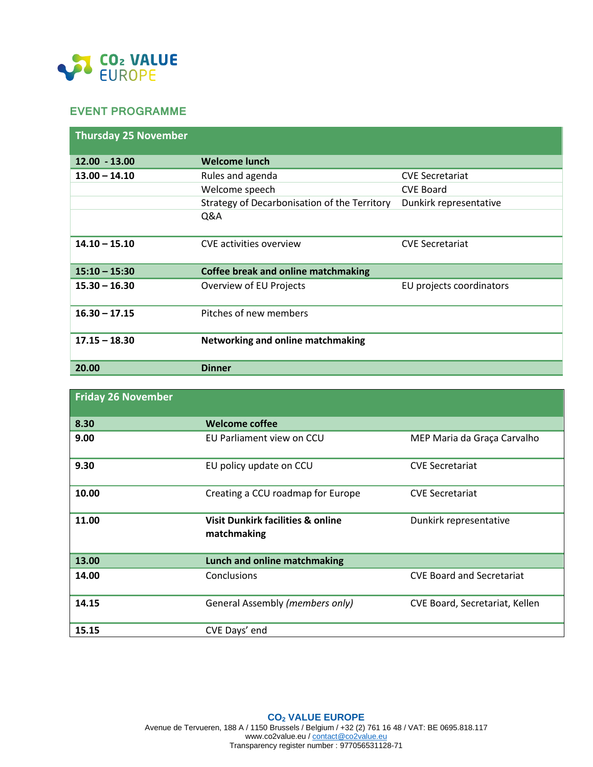## EVENT PROGRAMME

| Thursday 25 November | | |
|---|---|---|
| **12.00 - 13.00** | **Welcome lunch** | |
| **13.00 – 14.10** | Rules and agenda | CVE Secretariat |
| | Welcome speech | CVE Board |
| | Strategy of Decarbonisation of the Territory | Dunkirk representative |
| | Q&A | |
| **14.10 – 15.10** | CVE activities overview | CVE Secretariat |
| **15:10 – 15:30** | **Coffee break and online matchmaking** | |
| **15.30 – 16.30** | Overview of EU Projects | EU projects coordinators |
| **16.30 – 17.15** | Pitches of new members | |
| **17.15 – 18.30** | **Networking and online matchmaking** | |
| **20.00** | **Dinner** | |

| Friday 26 November | | |
|---|---|---|
| **8.30** | **Welcome coffee** | |
| **9.00** | EU Parliament view on CCU | MEP Maria da Graça Carvalho |
| **9.30** | EU policy update on CCU | CVE Secretariat |
| **10.00** | Creating a CCU roadmap for Europe | CVE Secretariat |
| **11.00** | **Visit Dunkirk facilities & online matchmaking** | Dunkirk representative |
| **13.00** | **Lunch and online matchmaking** | |
| **14.00** | Conclusions | CVE Board and Secretariat |
| **14.15** | General Assembly *(members only)* | CVE Board, Secretariat, Kellen |
| **15.15** | CVE Days' end | |

**$CO_2$ VALUE EUROPE**
Avenue de Tervueren, 188 A / 1150 Brussels / Belgium / +32 (2) 761 16 48 / VAT: BE 0695.818.117
www.co2value.eu / contact@co2value.eu
Transparency register number : 977056531128-71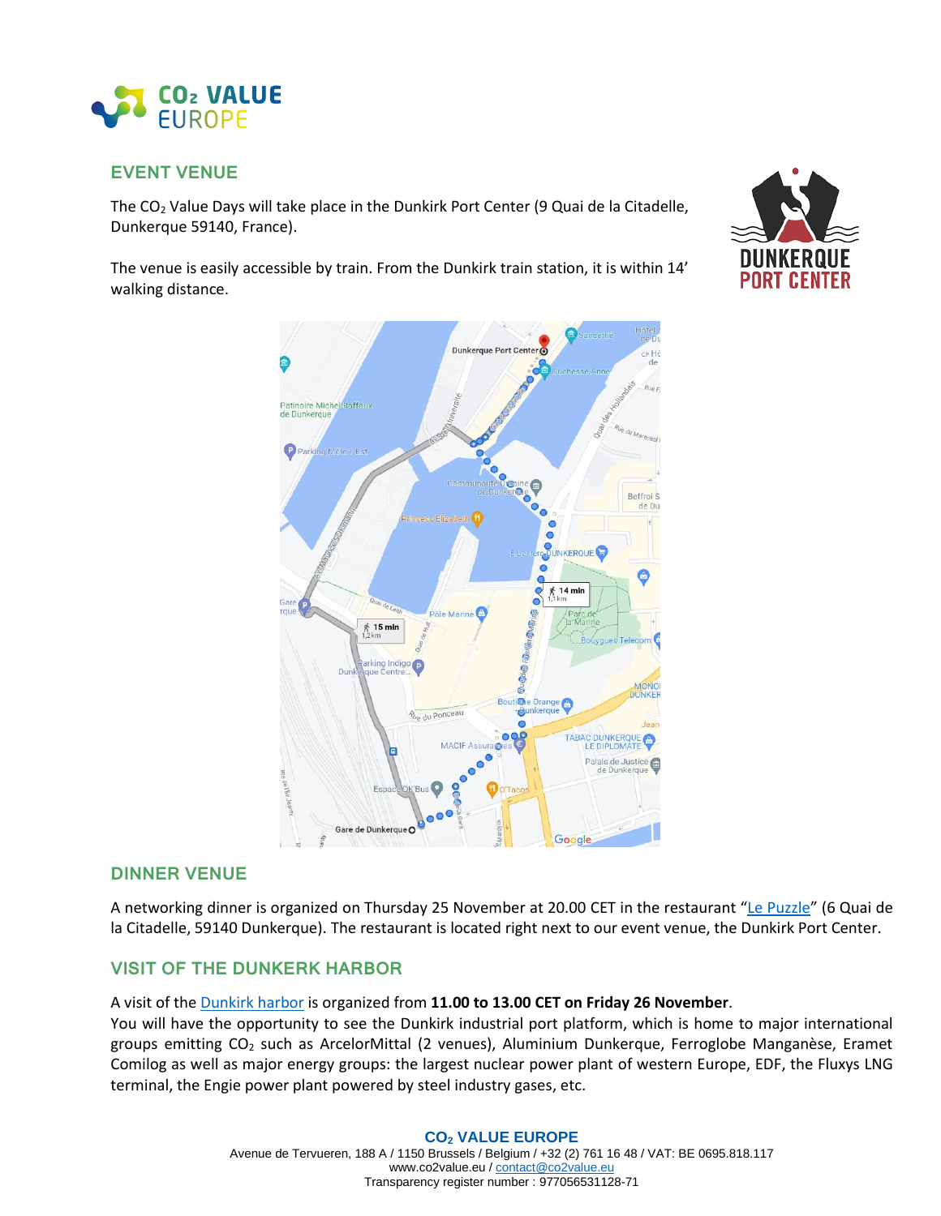## EVENT VENUE

The $CO_2$ Value Days will take place in the Dunkirk Port Center (9 Quai de la Citadelle, Dunkerque 59140, France).

The venue is easily accessible by train. From the Dunkirk train station, it is within 14' walking distance.

## DINNER VENUE

A networking dinner is organized on Thursday 25 November at 20.00 CET in the restaurant "Le Puzzle" (6 Quai de la Citadelle, 59140 Dunkerque). The restaurant is located right next to our event venue, the Dunkirk Port Center.

## VISIT OF THE DUNKERK HARBOR

A visit of the Dunkirk harbor is organized from **11.00 to 13.00 CET on Friday 26 November**.
You will have the opportunity to see the Dunkirk industrial port platform, which is home to major international groups emitting $CO_2$ such as ArcelorMittal (2 venues), Aluminium Dunkerque, Ferroglobe Manganèse, Eramet Comilog as well as major energy groups: the largest nuclear power plant of western Europe, EDF, the Fluxys LNG terminal, the Engie power plant powered by steel industry gases, etc.

**$CO_2$ VALUE EUROPE**
Avenue de Tervueren, 188 A / 1150 Brussels / Belgium / +32 (2) 761 16 48 / VAT: BE 0695.818.117
www.co2value.eu / contact@co2value.eu
Transparency register number : 977056531128-71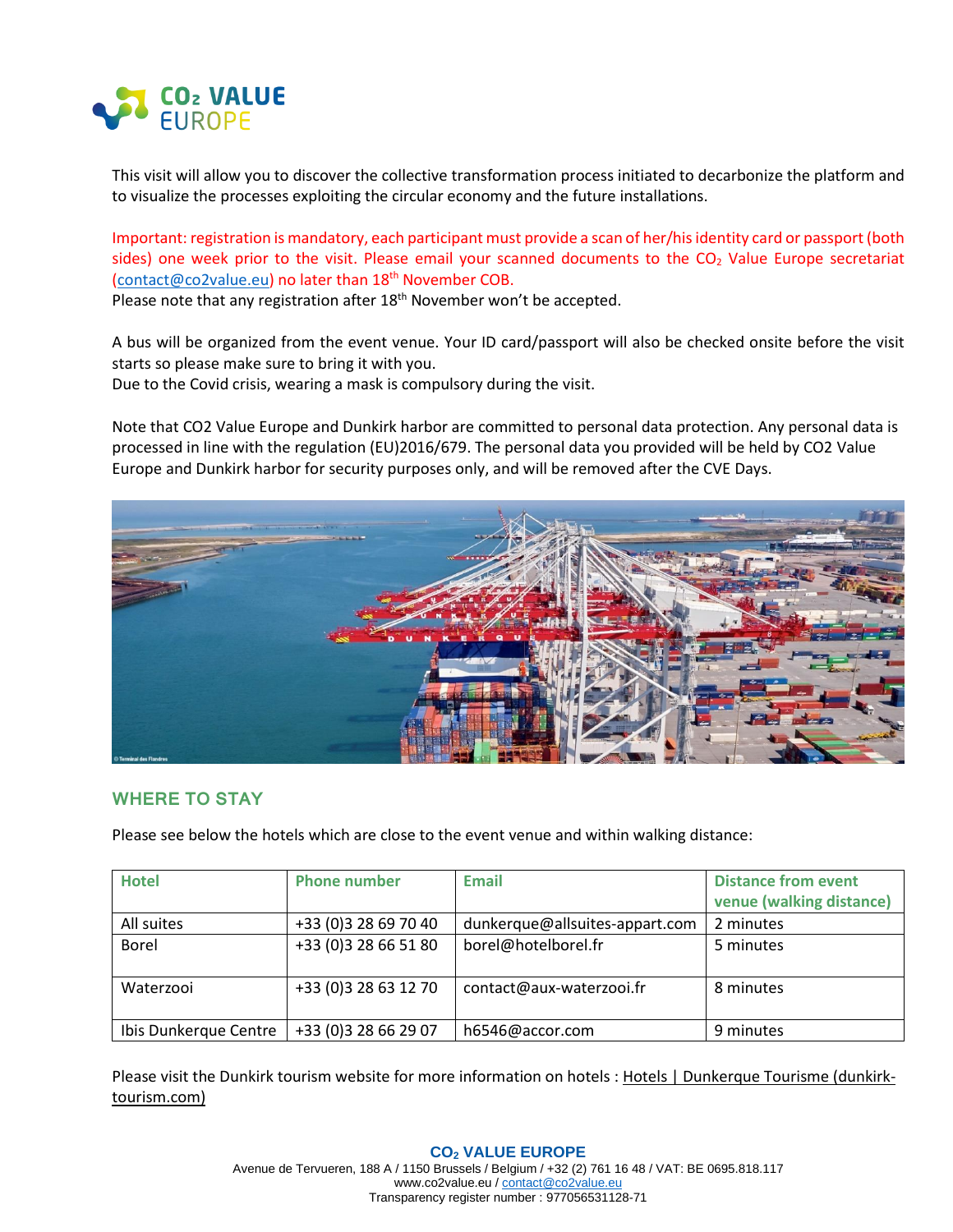This visit will allow you to discover the collective transformation process initiated to decarbonize the platform and to visualize the processes exploiting the circular economy and the future installations.

Important: registration is mandatory, each participant must provide a scan of her/his identity card or passport (both sides) one week prior to the visit. Please email your scanned documents to the $CO_2$ Value Europe secretariat (contact@co2value.eu) no later than 18th November COB.

Please note that any registration after 18th November won't be accepted.

A bus will be organized from the event venue. Your ID card/passport will also be checked onsite before the visit starts so please make sure to bring it with you.

Due to the Covid crisis, wearing a mask is compulsory during the visit.

Note that CO2 Value Europe and Dunkirk harbor are committed to personal data protection. Any personal data is processed in line with the regulation (EU)2016/679. The personal data you provided will be held by CO2 Value Europe and Dunkirk harbor for security purposes only, and will be removed after the CVE Days.

## WHERE TO STAY

Please see below the hotels which are close to the event venue and within walking distance:

| Hotel | Phone number | Email | Distance from event venue (walking distance) |
|---|---|---|---|
| All suites | +33 (0)3 28 69 70 40 | dunkerque@allsuites-appart.com | 2 minutes |
| Borel | +33 (0)3 28 66 51 80 | borel@hotelborel.fr | 5 minutes |
| Waterzooi | +33 (0)3 28 63 12 70 | contact@aux-waterzooi.fr | 8 minutes |
| Ibis Dunkerque Centre | +33 (0)3 28 66 29 07 | h6546@accor.com | 9 minutes |

Please visit the Dunkirk tourism website for more information on hotels : Hotels | Dunkerque Tourisme (dunkirk-tourism.com)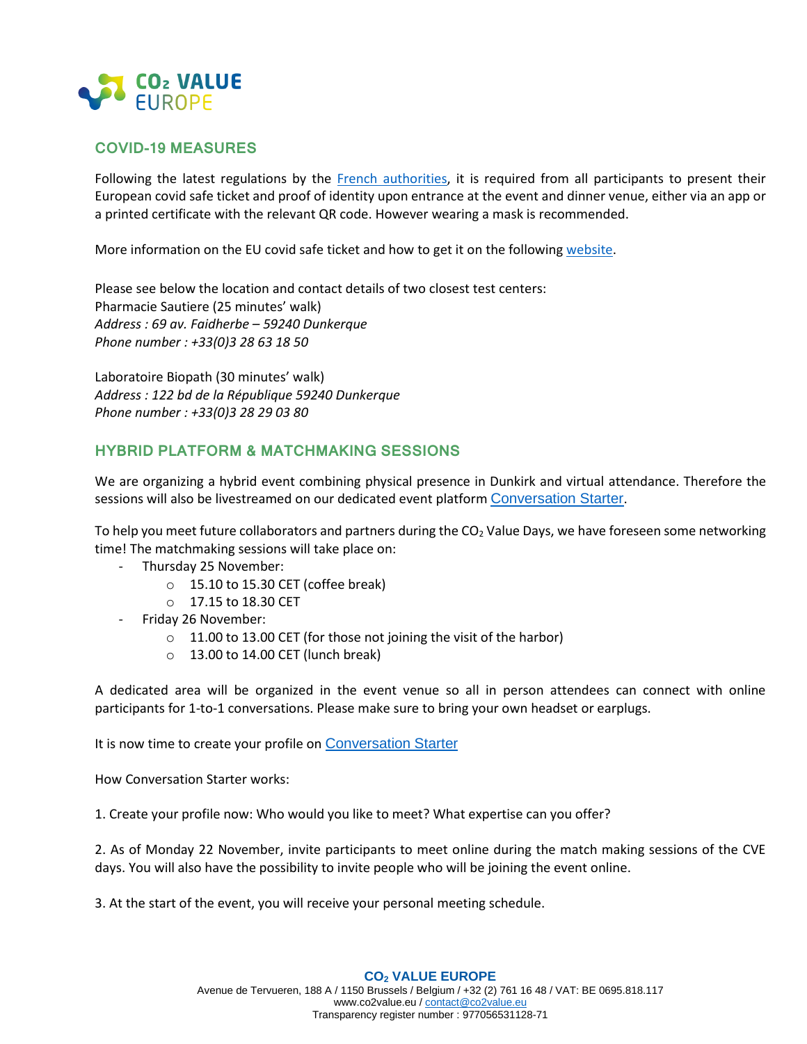## COVID-19 MEASURES

Following the latest regulations by the French authorities, it is required from all participants to present their European covid safe ticket and proof of identity upon entrance at the event and dinner venue, either via an app or a printed certificate with the relevant QR code. However wearing a mask is recommended.

More information on the EU covid safe ticket and how to get it on the following website.

Please see below the location and contact details of two closest test centers:
Pharmacie Sautiere (25 minutes' walk)
*Address : 69 av. Faidherbe – 59240 Dunkerque*
*Phone number : +33(0)3 28 63 18 50*

Laboratoire Biopath (30 minutes' walk)
*Address : 122 bd de la République 59240 Dunkerque*
*Phone number : +33(0)3 28 29 03 80*

## HYBRID PLATFORM & MATCHMAKING SESSIONS

We are organizing a hybrid event combining physical presence in Dunkirk and virtual attendance. Therefore the sessions will also be livestreamed on our dedicated event platform Conversation Starter.

To help you meet future collaborators and partners during the $CO_2$ Value Days, we have foreseen some networking time! The matchmaking sessions will take place on:

- Thursday 25 November:
  - 15.10 to 15.30 CET (coffee break)
  - 17.15 to 18.30 CET
- Friday 26 November:
  - 11.00 to 13.00 CET (for those not joining the visit of the harbor)
  - 13.00 to 14.00 CET (lunch break)

A dedicated area will be organized in the event venue so all in person attendees can connect with online participants for 1-to-1 conversations. Please make sure to bring your own headset or earplugs.

It is now time to create your profile on Conversation Starter

How Conversation Starter works:

1. Create your profile now: Who would you like to meet? What expertise can you offer?

2. As of Monday 22 November, invite participants to meet online during the match making sessions of the CVE days. You will also have the possibility to invite people who will be joining the event online.

3. At the start of the event, you will receive your personal meeting schedule.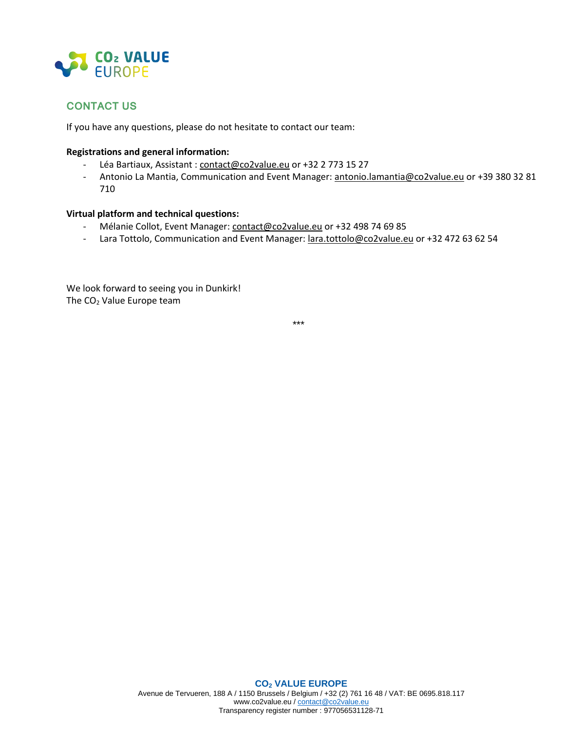## CONTACT US

If you have any questions, please do not hesitate to contact our team:

**Registrations and general information:**

- Léa Bartiaux, Assistant : contact@co2value.eu or +32 2 773 15 27
- Antonio La Mantia, Communication and Event Manager: antonio.lamantia@co2value.eu or +39 380 32 81 710

**Virtual platform and technical questions:**

- Mélanie Collot, Event Manager: contact@co2value.eu or +32 498 74 69 85
- Lara Tottolo, Communication and Event Manager: lara.tottolo@co2value.eu or +32 472 63 62 54

We look forward to seeing you in Dunkirk!
The $CO_2$ Value Europe team

***

**$CO_2$ VALUE EUROPE**
Avenue de Tervueren, 188 A / 1150 Brussels / Belgium / +32 (2) 761 16 48 / VAT: BE 0695.818.117
www.co2value.eu / contact@co2value.eu
Transparency register number : 977056531128-71